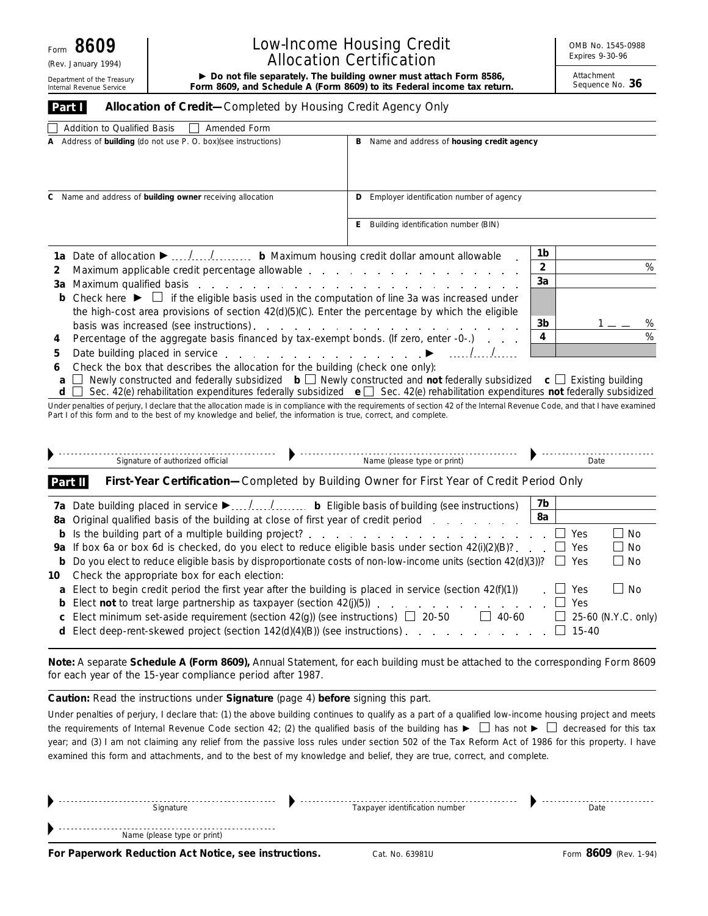Form **8609**

(Rev. January 1994)

Department of the Treasury
Internal Revenue Service

# Low-Income Housing Credit Allocation Certification

**▶ Do not file separately. The building owner must attach Form 8586, Form 8609, and Schedule A (Form 8609) to its Federal income tax return.**

OMB No. 1545-0988
Expires 9-30-96

Attachment
Sequence No. **36**

## Part I — Allocation of Credit—Completed by Housing Credit Agency Only

☐ Addition to Qualified Basis ☐ Amended Form

| | |
|---|---|
| **A** Address of **building** (do not use P. O. box)(see instructions) | **B** Name and address of **housing credit agency** |
| **C** Name and address of **building owner** receiving allocation | **D** Employer identification number of agency |
| | **E** Building identification number (BIN) |

**1a** Date of allocation ▶ ..../..../........ **b** Maximum housing credit dollar amount allowable . . . **1b**

**2** Maximum applicable credit percentage allowable . . . . . . . . . . . . . . . . **2** %

**3a** Maximum qualified basis . . . . . . . . . . . . . . . . . . . . . . . **3a**

**b** Check here ▶ ☐ if the eligible basis used in the computation of line 3a was increased under the high-cost area provisions of section 42(d)(5)(C). Enter the percentage by which the eligible basis was increased (see instructions) . . . . . . . . . . . . . . . . **3b** 1 __ __ %

**4** Percentage of the aggregate basis financed by tax-exempt bonds. (If zero, enter -0-.) . . . **4** %

**5** Date building placed in service . . . . . . . . . . . . . . . . . . ▶ ..../..../....

**6** Check the box that describes the allocation for the building (check one only):

**a** ☐ Newly constructed and federally subsidized **b** ☐ Newly constructed and **not** federally subsidized **c** ☐ Existing building
**d** ☐ Sec. 42(e) rehabilitation expenditures federally subsidized **e** ☐ Sec. 42(e) rehabilitation expenditures **not** federally subsidized

Under penalties of perjury, I declare that the allocation made is in compliance with the requirements of section 42 of the Internal Revenue Code, and that I have examined Part I of this form and to the best of my knowledge and belief, the information is true, correct, and complete.

▶ ............................ Signature of authorized official ▶ ............................ Name (please type or print) ▶ ............................ Date

## Part II — First-Year Certification—Completed by Building Owner for First Year of Credit Period Only

**7a** Date building placed in service ▶ ..../..../........ **b** Eligible basis of building (see instructions) **7b**

**8a** Original qualified basis of the building at close of first year of credit period . . . . . . . . **8a**

**b** Is the building part of a multiple building project? . . . . . . . . . . . . . . . . ☐ Yes ☐ No

**9a** If box 6a or box 6d is checked, do you elect to reduce eligible basis under section 42(i)(2)(B)? . . . ☐ Yes ☐ No

**b** Do you elect to reduce eligible basis by disproportionate costs of non-low-income units (section 42(d)(3))? ☐ Yes ☐ No

**10** Check the appropriate box for each election:

**a** Elect to begin credit period the first year after the building is placed in service (section 42(f)(1)) . ☐ Yes ☐ No

**b** Elect **not** to treat large partnership as taxpayer (section 42(j)(5)) . . . . . . . . . . . ☐ Yes

**c** Elect minimum set-aside requirement (section 42(g)) (see instructions) ☐ 20-50 ☐ 40-60 ☐ 25-60 (N.Y.C. only)

**d** Elect deep-rent-skewed project (section 142(d)(4)(B)) (see instructions) . . . . . . . . . ☐ 15-40

**Note:** A separate **Schedule A (Form 8609),** Annual Statement, for each building must be attached to the corresponding Form 8609 for each year of the 15-year compliance period after 1987.

**Caution:** Read the instructions under **Signature** (page 4) **before** signing this part.

Under penalties of perjury, I declare that: (1) the above building continues to qualify as a part of a qualified low-income housing project and meets the requirements of Internal Revenue Code section 42; (2) the qualified basis of the building has ▶ ☐ has not ▶ ☐ decreased for this tax year; and (3) I am not claiming any relief from the passive loss rules under section 502 of the Tax Reform Act of 1986 for this property. I have examined this form and attachments, and to the best of my knowledge and belief, they are true, correct, and complete.

▶ ............................ Signature ▶ ............................ Taxpayer identification number ▶ ............................ Date

▶ ............................ Name (please type or print)

**For Paperwork Reduction Act Notice, see instructions.** Cat. No. 63981U Form **8609** (Rev. 1-94)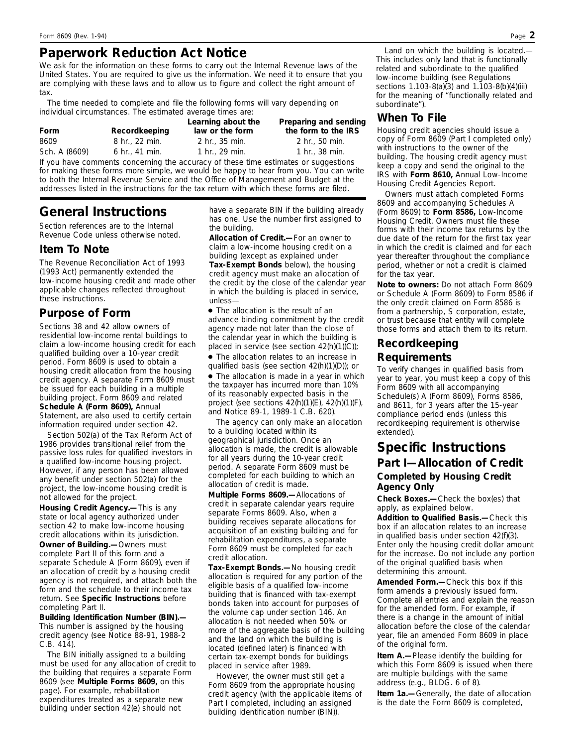## Paperwork Reduction Act Notice

We ask for the information on these forms to carry out the Internal Revenue laws of the United States. You are required to give us the information. We need it to ensure that you are complying with these laws and to allow us to figure and collect the right amount of tax.

The time needed to complete and file the following forms will vary depending on individual circumstances. The estimated average times are:

| Form | Recordkeeping | Learning about the law or the form | Preparing and sending the form to the IRS |
|---|---|---|---|
| 8609 | 8 hr., 22 min. | 2 hr., 35 min. | 2 hr., 50 min. |
| Sch. A (8609) | 6 hr., 41 min. | 1 hr., 29 min. | 1 hr., 38 min. |

If you have comments concerning the accuracy of these time estimates or suggestions for making these forms more simple, we would be happy to hear from you. You can write to both the Internal Revenue Service and the Office of Management and Budget at the addresses listed in the instructions for the tax return with which these forms are filed.

# General Instructions

Section references are to the Internal Revenue Code unless otherwise noted.

## Item To Note

The Revenue Reconciliation Act of 1993 (1993 Act) permanently extended the low-income housing credit and made other applicable changes reflected throughout these instructions.

## Purpose of Form

Sections 38 and 42 allow owners of residential low-income rental buildings to claim a low-income housing credit for each qualified building over a 10-year credit period. Form 8609 is used to obtain a housing credit allocation from the housing credit agency. A separate Form 8609 must be issued for each building in a multiple building project. Form 8609 and related **Schedule A (Form 8609),** Annual Statement, are also used to certify certain information required under section 42.

Section 502(a) of the Tax Reform Act of 1986 provides transitional relief from the passive loss rules for qualified investors in a qualified low-income housing project. However, if any person has been allowed any benefit under section 502(a) for the project, the low-income housing credit is not allowed for the project.

**Housing Credit Agency.—** This is any state or local agency authorized under section 42 to make low-income housing credit allocations within its jurisdiction.

**Owner of Building.—** Owners must complete Part II of this form and a separate Schedule A (Form 8609), even if an allocation of credit by a housing credit agency is not required, and attach both the form and the schedule to their income tax return. See **Specific Instructions** before completing Part II.

**Building Identification Number (BIN).—** This number is assigned by the housing credit agency (see Notice 88-91, 1988-2 C.B. 414).

The BIN initially assigned to a building must be used for any allocation of credit to the building that requires a separate Form 8609 (see **Multiple Forms 8609,** on this page). For example, rehabilitation expenditures treated as a separate new building under section 42(e) should not have a separate BIN if the building already has one. Use the number first assigned to the building.

**Allocation of Credit.—** For an owner to claim a low-income housing credit on a building (except as explained under **Tax-Exempt Bonds** below), the housing credit agency must make an allocation of the credit by the close of the calendar year in which the building is placed in service, unless—

- The allocation is the result of an advance binding commitment by the credit agency made not later than the close of the calendar year in which the building is placed in service (see section 42(h)(1)(C));
- The allocation relates to an increase in qualified basis (see section 42(h)(1)(D)); or
- The allocation is made in a year in which the taxpayer has incurred more than 10% of its reasonably expected basis in the project (see sections 42(h)(1)(E), 42(h)(1)(F), and Notice 89-1, 1989-1 C.B. 620).

The agency can only make an allocation to a building located within its geographical jurisdiction. Once an allocation is made, the credit is allowable for all years during the 10-year credit period. A separate Form 8609 must be completed for each building to which an allocation of credit is made.

**Multiple Forms 8609.—** Allocations of credit in separate calendar years require separate Forms 8609. Also, when a building receives separate allocations for acquisition of an existing building and for rehabilitation expenditures, a separate Form 8609 must be completed for each credit allocation.

**Tax-Exempt Bonds.—** No housing credit allocation is required for any portion of the eligible basis of a qualified low-income building that is financed with tax-exempt bonds taken into account for purposes of the volume cap under section 146. An allocation is not needed when 50% or more of the aggregate basis of the building and the land on which the building is located (defined later) is financed with certain tax-exempt bonds for buildings placed in service after 1989.

However, the owner must still get a Form 8609 from the appropriate housing credit agency (with the applicable items of Part I completed, including an assigned building identification number (BIN)).

Land on which the building is located.— This includes only land that is functionally related and subordinate to the qualified low-income building (see Regulations sections 1.103-8(a)(3) and 1.103-8(b)(4)(iii) for the meaning of "functionally related and subordinate").

## When To File

Housing credit agencies should issue a copy of Form 8609 (Part I completed only) with instructions to the owner of the building. The housing credit agency must keep a copy and send the original to the IRS with **Form 8610,** Annual Low-Income Housing Credit Agencies Report.

Owners must attach completed Forms 8609 and accompanying Schedules A (Form 8609) to **Form 8586,** Low-Income Housing Credit. Owners must file these forms with their income tax returns by the due date of the return for the first tax year in which the credit is claimed and for each year thereafter throughout the compliance period, whether or not a credit is claimed for the tax year.

**Note to owners:** Do not attach Form 8609 or Schedule A (Form 8609) to Form 8586 if the only credit claimed on Form 8586 is from a partnership, S corporation, estate, or trust because that entity will complete those forms and attach them to its return.

## Recordkeeping Requirements

To verify changes in qualified basis from year to year, you must keep a copy of this Form 8609 with all accompanying Schedule(s) A (Form 8609), Forms 8586, and 8611, for 3 years after the 15-year compliance period ends (unless this recordkeeping requirement is otherwise extended).

# Specific Instructions

## Part I—Allocation of Credit

### Completed by Housing Credit Agency Only

**Check Boxes.—** Check the box(es) that apply, as explained below.

**Addition to Qualified Basis.—** Check this box if an allocation relates to an increase in qualified basis under section 42(f)(3). Enter only the housing credit dollar amount for the increase. Do not include any portion of the original qualified basis when determining this amount.

**Amended Form.—** Check this box if this form amends a previously issued form. Complete all entries and explain the reason for the amended form. For example, if there is a change in the amount of initial allocation before the close of the calendar year, file an amended Form 8609 in place of the original form.

**Item A.—** Please identify the building for which this Form 8609 is issued when there are multiple buildings with the same address (e.g., BLDG. 6 of 8).

**Item 1a.—** Generally, the date of allocation is the date the Form 8609 is completed,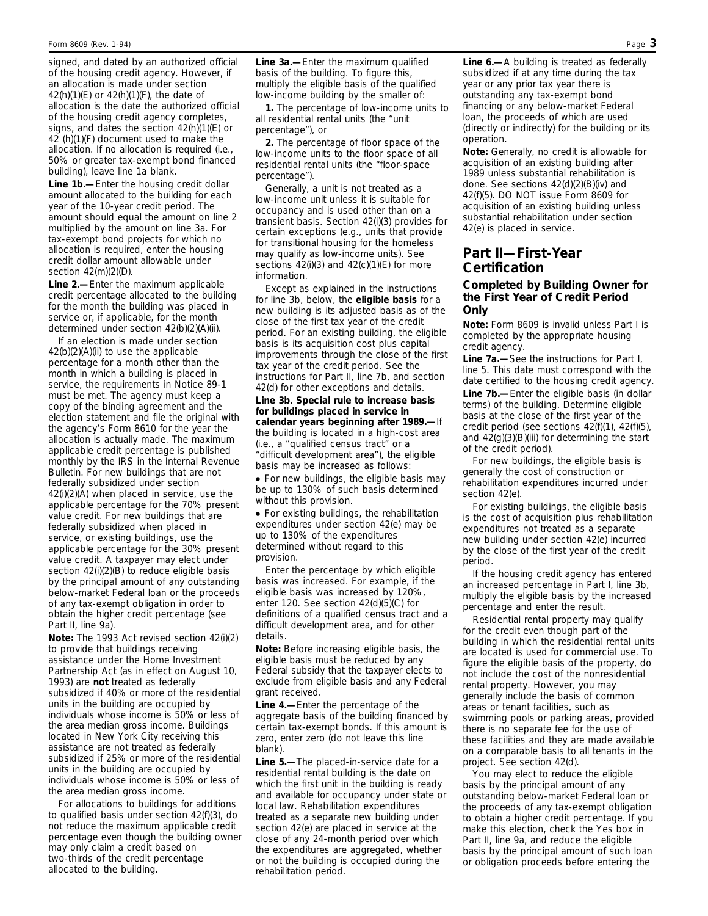signed, and dated by an authorized official of the housing credit agency. However, if an allocation is made under section 42(h)(1)(E) or 42(h)(1)(F), the date of allocation is the date the authorized official of the housing credit agency completes, signs, and dates the section 42(h)(1)(E) or 42 (h)(1)(F) document used to make the allocation. If no allocation is required (i.e., 50% or greater tax-exempt bond financed building), leave line 1a blank.

**Line 1b.—**Enter the housing credit dollar amount allocated to the building for each year of the 10-year credit period. The amount should equal the amount on line 2 multiplied by the amount on line 3a. For tax-exempt bond projects for which no allocation is required, enter the housing credit dollar amount allowable under section 42(m)(2)(D).

**Line 2.—**Enter the maximum applicable credit percentage allocated to the building for the month the building was placed in service or, if applicable, for the month determined under section 42(b)(2)(A)(ii).

If an election is made under section 42(b)(2)(A)(ii) to use the applicable percentage for a month other than the month in which a building is placed in service, the requirements in Notice 89-1 must be met. The agency must keep a copy of the binding agreement and the election statement and file the original with the agency's Form 8610 for the year the allocation is actually made. The maximum applicable credit percentage is published monthly by the IRS in the Internal Revenue Bulletin. For new buildings that are not federally subsidized under section 42(i)(2)(A) when placed in service, use the applicable percentage for the 70% present value credit. For new buildings that are federally subsidized when placed in service, or existing buildings, use the applicable percentage for the 30% present value credit. A taxpayer may elect under section 42(i)(2)(B) to reduce eligible basis by the principal amount of any outstanding below-market Federal loan or the proceeds of any tax-exempt obligation in order to obtain the higher credit percentage (see Part II, line 9a).

**Note:** The 1993 Act revised section 42(i)(2) to provide that buildings receiving assistance under the Home Investment Partnership Act (as in effect on August 10, 1993) are **not** treated as federally subsidized if 40% or more of the residential units in the building are occupied by individuals whose income is 50% or less of the area median gross income. Buildings located in New York City receiving this assistance are not treated as federally subsidized if 25% or more of the residential units in the building are occupied by individuals whose income is 50% or less of the area median gross income.

For allocations to buildings for additions to qualified basis under section 42(f)(3), do not reduce the maximum applicable credit percentage even though the building owner may only claim a credit based on two-thirds of the credit percentage allocated to the building.

**Line 3a.—**Enter the maximum qualified basis of the building. To figure this, multiply the eligible basis of the qualified low-income building by the smaller of:

**1.** The percentage of low-income units to all residential rental units (the "unit percentage"), or

**2.** The percentage of floor space of the low-income units to the floor space of all residential rental units (the "floor-space percentage").

Generally, a unit is not treated as a low-income unit unless it is suitable for occupancy and is used other than on a transient basis. Section 42(i)(3) provides for certain exceptions (e.g., units that provide for transitional housing for the homeless may qualify as low-income units). See sections 42(i)(3) and 42(c)(1)(E) for more information.

Except as explained in the instructions for line 3b, below, the **eligible basis** for a new building is its adjusted basis as of the close of the first tax year of the credit period. For an existing building, the eligible basis is its acquisition cost plus capital improvements through the close of the first tax year of the credit period. See the instructions for Part II, line 7b, and section 42(d) for other exceptions and details.

**Line 3b. Special rule to increase basis for buildings placed in service in calendar years beginning after 1989.—**If the building is located in a high-cost area (i.e., a "qualified census tract" or a "difficult development area"), the eligible basis may be increased as follows:

- For new buildings, the eligible basis may be up to 130% of such basis determined without this provision.
- For existing buildings, the rehabilitation expenditures under section 42(e) may be up to 130% of the expenditures determined without regard to this provision.

Enter the percentage by which eligible basis was increased. For example, if the eligible basis was increased by 120%, enter 120. See section 42(d)(5)(C) for definitions of a qualified census tract and a difficult development area, and for other details.

**Note:** Before increasing eligible basis, the eligible basis must be reduced by any Federal subsidy that the taxpayer elects to exclude from eligible basis and any Federal grant received.

**Line 4.—**Enter the percentage of the aggregate basis of the building financed by certain tax-exempt bonds. If this amount is zero, enter zero (do not leave this line blank).

**Line 5.—**The placed-in-service date for a residential rental building is the date on which the first unit in the building is ready and available for occupancy under state or local law. Rehabilitation expenditures treated as a separate new building under section 42(e) are placed in service at the close of any 24-month period over which the expenditures are aggregated, whether or not the building is occupied during the rehabilitation period.

**Line 6.—**A building is treated as federally subsidized if at any time during the tax year or any prior tax year there is outstanding any tax-exempt bond financing or any below-market Federal loan, the proceeds of which are used (directly or indirectly) for the building or its operation.

**Note:** Generally, no credit is allowable for acquisition of an existing building after 1989 unless substantial rehabilitation is done. See sections 42(d)(2)(B)(iv) and 42(f)(5). DO NOT issue Form 8609 for acquisition of an existing building unless substantial rehabilitation under section 42(e) is placed in service.

## Part II—First-Year Certification

### Completed by Building Owner for the First Year of Credit Period Only

**Note:** Form 8609 is invalid unless Part I is completed by the appropriate housing credit agency.

**Line 7a.—**See the instructions for Part I, line 5. This date must correspond with the date certified to the housing credit agency.

**Line 7b.—**Enter the eligible basis (in dollar terms) of the building. Determine eligible basis at the close of the first year of the credit period (see sections 42(f)(1), 42(f)(5), and 42(g)(3)(B)(iii) for determining the start of the credit period).

For new buildings, the eligible basis is generally the cost of construction or rehabilitation expenditures incurred under section 42(e).

For existing buildings, the eligible basis is the cost of acquisition plus rehabilitation expenditures not treated as a separate new building under section 42(e) incurred by the close of the first year of the credit period.

If the housing credit agency has entered an increased percentage in Part I, line 3b, multiply the eligible basis by the increased percentage and enter the result.

Residential rental property may qualify for the credit even though part of the building in which the residential rental units are located is used for commercial use. To figure the eligible basis of the property, do not include the cost of the nonresidential rental property. However, you may generally include the basis of common areas or tenant facilities, such as swimming pools or parking areas, provided there is no separate fee for the use of these facilities and they are made available on a comparable basis to all tenants in the project. See section 42(d).

You may elect to reduce the eligible basis by the principal amount of any outstanding below-market Federal loan or the proceeds of any tax-exempt obligation to obtain a higher credit percentage. If you make this election, check the Yes box in Part II, line 9a, and reduce the eligible basis by the principal amount of such loan or obligation proceeds before entering the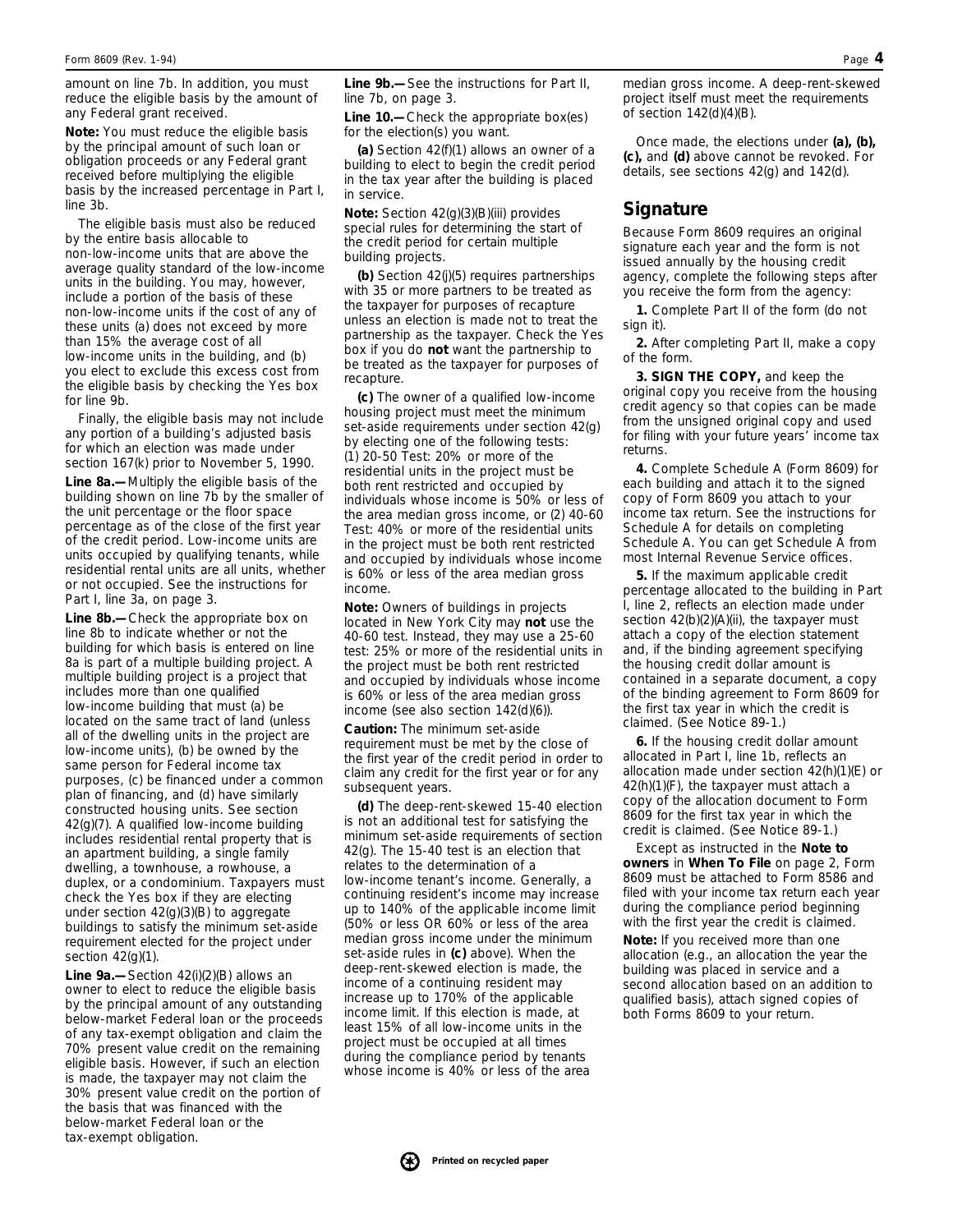amount on line 7b. In addition, you must reduce the eligible basis by the amount of any Federal grant received.

**Note:** You must reduce the eligible basis by the principal amount of such loan or obligation proceeds or any Federal grant received before multiplying the eligible basis by the increased percentage in Part I, line 3b.

The eligible basis must also be reduced by the entire basis allocable to non-low-income units that are above the average quality standard of the low-income units in the building. You may, however, include a portion of the basis of these non-low-income units if the cost of any of these units (a) does not exceed by more than 15% the average cost of all low-income units in the building, and (b) you elect to exclude this excess cost from the eligible basis by checking the Yes box for line 9b.

Finally, the eligible basis may not include any portion of a building's adjusted basis for which an election was made under section 167(k) prior to November 5, 1990.

**Line 8a.—** Multiply the eligible basis of the building shown on line 7b by the smaller of the unit percentage or the floor space percentage as of the close of the first year of the credit period. Low-income units are units occupied by qualifying tenants, while residential rental units are all units, whether or not occupied. See the instructions for Part I, line 3a, on page 3.

**Line 8b.—** Check the appropriate box on line 8b to indicate whether or not the building for which basis is entered on line 8a is part of a multiple building project. A multiple building project is a project that includes more than one qualified low-income building that must (a) be located on the same tract of land (unless all of the dwelling units in the project are low-income units), (b) be owned by the same person for Federal income tax purposes, (c) be financed under a common plan of financing, and (d) have similarly constructed housing units. See section 42(g)(7). A qualified low-income building includes residential rental property that is an apartment building, a single family dwelling, a townhouse, a rowhouse, a duplex, or a condominium. Taxpayers must check the Yes box if they are electing under section 42(g)(3)(B) to aggregate buildings to satisfy the minimum set-aside requirement elected for the project under section 42(g)(1).

**Line 9a.—** Section 42(i)(2)(B) allows an owner to elect to reduce the eligible basis by the principal amount of any outstanding below-market Federal loan or the proceeds of any tax-exempt obligation and claim the 70% present value credit on the remaining eligible basis. However, if such an election is made, the taxpayer may not claim the 30% present value credit on the portion of the basis that was financed with the below-market Federal loan or the tax-exempt obligation.

**Line 9b.—** See the instructions for Part II, line 7b, on page 3.

**Line 10.—** Check the appropriate box(es) for the election(s) you want.

**(a)** Section 42(f)(1) allows an owner of a building to elect to begin the credit period in the tax year after the building is placed in service.

**Note:** Section 42(g)(3)(B)(iii) provides special rules for determining the start of the credit period for certain multiple building projects.

**(b)** Section 42(j)(5) requires partnerships with 35 or more partners to be treated as the taxpayer for purposes of recapture unless an election is made not to treat the partnership as the taxpayer. Check the Yes box if you do **not** want the partnership to be treated as the taxpayer for purposes of recapture.

**(c)** The owner of a qualified low-income housing project must meet the minimum set-aside requirements under section 42(g) by electing one of the following tests: (1) 20-50 Test: 20% or more of the residential units in the project must be both rent restricted and occupied by individuals whose income is 50% or less of the area median gross income, or (2) 40-60 Test: 40% or more of the residential units in the project must be both rent restricted and occupied by individuals whose income is 60% or less of the area median gross income.

**Note:** Owners of buildings in projects located in New York City may **not** use the 40-60 test. Instead, they may use a 25-60 test: 25% or more of the residential units in the project must be both rent restricted and occupied by individuals whose income is 60% or less of the area median gross income (see also section 142(d)(6)).

**Caution:** The minimum set-aside requirement must be met by the close of the first year of the credit period in order to claim any credit for the first year or for any subsequent years.

**(d)** The deep-rent-skewed 15-40 election is not an additional test for satisfying the minimum set-aside requirements of section 42(g). The 15-40 test is an election that relates to the determination of a low-income tenant's income. Generally, a continuing resident's income may increase up to 140% of the applicable income limit (50% or less OR 60% or less of the area median gross income under the minimum set-aside rules in **(c)** above). When the deep-rent-skewed election is made, the income of a continuing resident may increase up to 170% of the applicable income limit. If this election is made, at least 15% of all low-income units in the project must be occupied at all times during the compliance period by tenants whose income is 40% or less of the area median gross income. A deep-rent-skewed project itself must meet the requirements of section 142(d)(4)(B).

Once made, the elections under **(a), (b), (c),** and **(d)** above cannot be revoked. For details, see sections 42(g) and 142(d).

## Signature

Because Form 8609 requires an original signature each year and the form is not issued annually by the housing credit agency, complete the following steps after you receive the form from the agency:

**1.** Complete Part II of the form (do not sign it).

**2.** After completing Part II, make a copy of the form.

**3. SIGN THE COPY,** and keep the original copy you receive from the housing credit agency so that copies can be made from the unsigned original copy and used for filing with your future years' income tax returns.

**4.** Complete Schedule A (Form 8609) for each building and attach it to the signed copy of Form 8609 you attach to your income tax return. See the instructions for Schedule A for details on completing Schedule A. You can get Schedule A from most Internal Revenue Service offices.

**5.** If the maximum applicable credit percentage allocated to the building in Part I, line 2, reflects an election made under section 42(b)(2)(A)(ii), the taxpayer must attach a copy of the election statement and, if the binding agreement specifying the housing credit dollar amount is contained in a separate document, a copy of the binding agreement to Form 8609 for the first tax year in which the credit is claimed. (See Notice 89-1.)

**6.** If the housing credit dollar amount allocated in Part I, line 1b, reflects an allocation made under section 42(h)(1)(E) or 42(h)(1)(F), the taxpayer must attach a copy of the allocation document to Form 8609 for the first tax year in which the credit is claimed. (See Notice 89-1.)

Except as instructed in the **Note to owners** in **When To File** on page 2, Form 8609 must be attached to Form 8586 and filed with your income tax return each year during the compliance period beginning with the first year the credit is claimed.

**Note:** If you received more than one allocation (e.g., an allocation the year the building was placed in service and a second allocation based on an addition to qualified basis), attach signed copies of both Forms 8609 to your return.

Printed on recycled paper